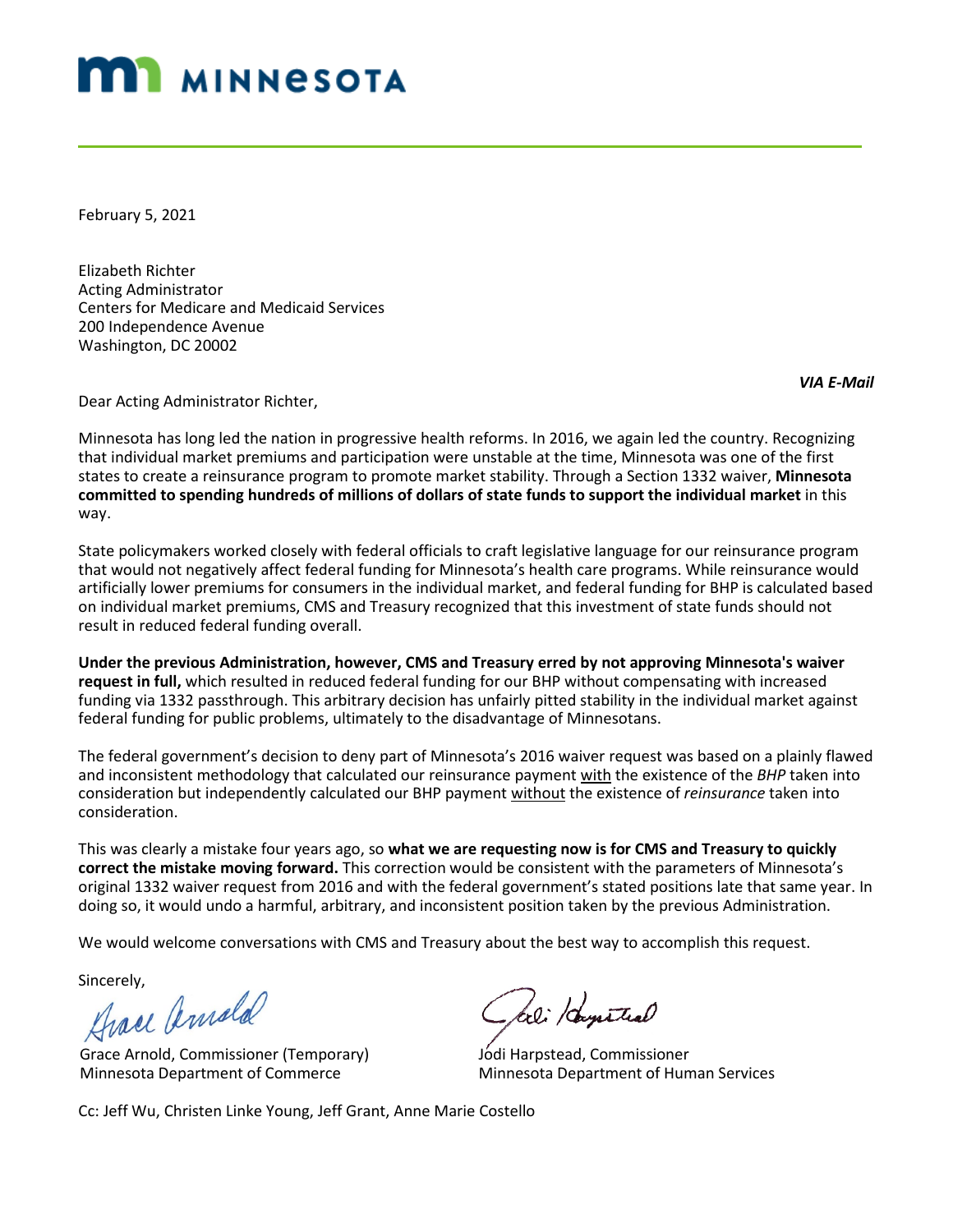# MINNESOTA

February 5, 2021

Elizabeth Richter
Acting Administrator
Centers for Medicare and Medicaid Services
200 Independence Avenue
Washington, DC 20002

*VIA E-Mail*

Dear Acting Administrator Richter,

Minnesota has long led the nation in progressive health reforms. In 2016, we again led the country. Recognizing that individual market premiums and participation were unstable at the time, Minnesota was one of the first states to create a reinsurance program to promote market stability. Through a Section 1332 waiver, **Minnesota committed to spending hundreds of millions of dollars of state funds to support the individual market** in this way.

State policymakers worked closely with federal officials to craft legislative language for our reinsurance program that would not negatively affect federal funding for Minnesota's health care programs. While reinsurance would artificially lower premiums for consumers in the individual market, and federal funding for BHP is calculated based on individual market premiums, CMS and Treasury recognized that this investment of state funds should not result in reduced federal funding overall.

**Under the previous Administration, however, CMS and Treasury erred by not approving Minnesota's waiver request in full,** which resulted in reduced federal funding for our BHP without compensating with increased funding via 1332 passthrough. This arbitrary decision has unfairly pitted stability in the individual market against federal funding for public problems, ultimately to the disadvantage of Minnesotans.

The federal government's decision to deny part of Minnesota's 2016 waiver request was based on a plainly flawed and inconsistent methodology that calculated our reinsurance payment <u>with</u> the existence of the *BHP* taken into consideration but independently calculated our BHP payment <u>without</u> the existence of *reinsurance* taken into consideration.

This was clearly a mistake four years ago, so **what we are requesting now is for CMS and Treasury to quickly correct the mistake moving forward.** This correction would be consistent with the parameters of Minnesota's original 1332 waiver request from 2016 and with the federal government's stated positions late that same year. In doing so, it would undo a harmful, arbitrary, and inconsistent position taken by the previous Administration.

We would welcome conversations with CMS and Treasury about the best way to accomplish this request.

Sincerely,

Grace Arnold, Commissioner (Temporary)
Minnesota Department of Commerce

Jodi Harpstead, Commissioner
Minnesota Department of Human Services

Cc: Jeff Wu, Christen Linke Young, Jeff Grant, Anne Marie Costello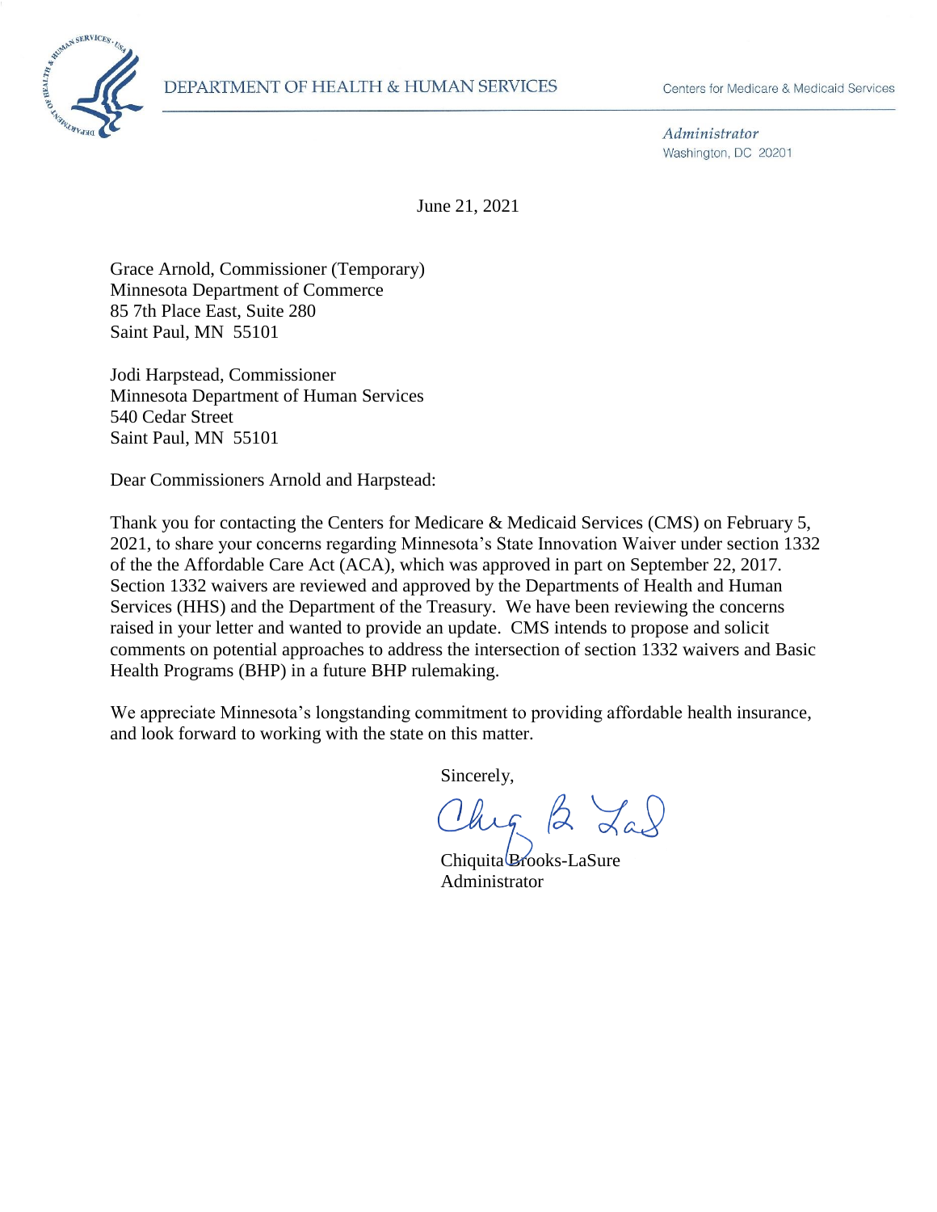DEPARTMENT OF HEALTH & HUMAN SERVICES

Centers for Medicare & Medicaid Services

*Administrator*
Washington, DC 20201

June 21, 2021

Grace Arnold, Commissioner (Temporary)
Minnesota Department of Commerce
85 7th Place East, Suite 280
Saint Paul, MN 55101

Jodi Harpstead, Commissioner
Minnesota Department of Human Services
540 Cedar Street
Saint Paul, MN 55101

Dear Commissioners Arnold and Harpstead:

Thank you for contacting the Centers for Medicare & Medicaid Services (CMS) on February 5, 2021, to share your concerns regarding Minnesota's State Innovation Waiver under section 1332 of the the Affordable Care Act (ACA), which was approved in part on September 22, 2017. Section 1332 waivers are reviewed and approved by the Departments of Health and Human Services (HHS) and the Department of the Treasury. We have been reviewing the concerns raised in your letter and wanted to provide an update. CMS intends to propose and solicit comments on potential approaches to address the intersection of section 1332 waivers and Basic Health Programs (BHP) in a future BHP rulemaking.

We appreciate Minnesota's longstanding commitment to providing affordable health insurance, and look forward to working with the state on this matter.

Sincerely,

Chiquita Brooks-LaSure
Administrator